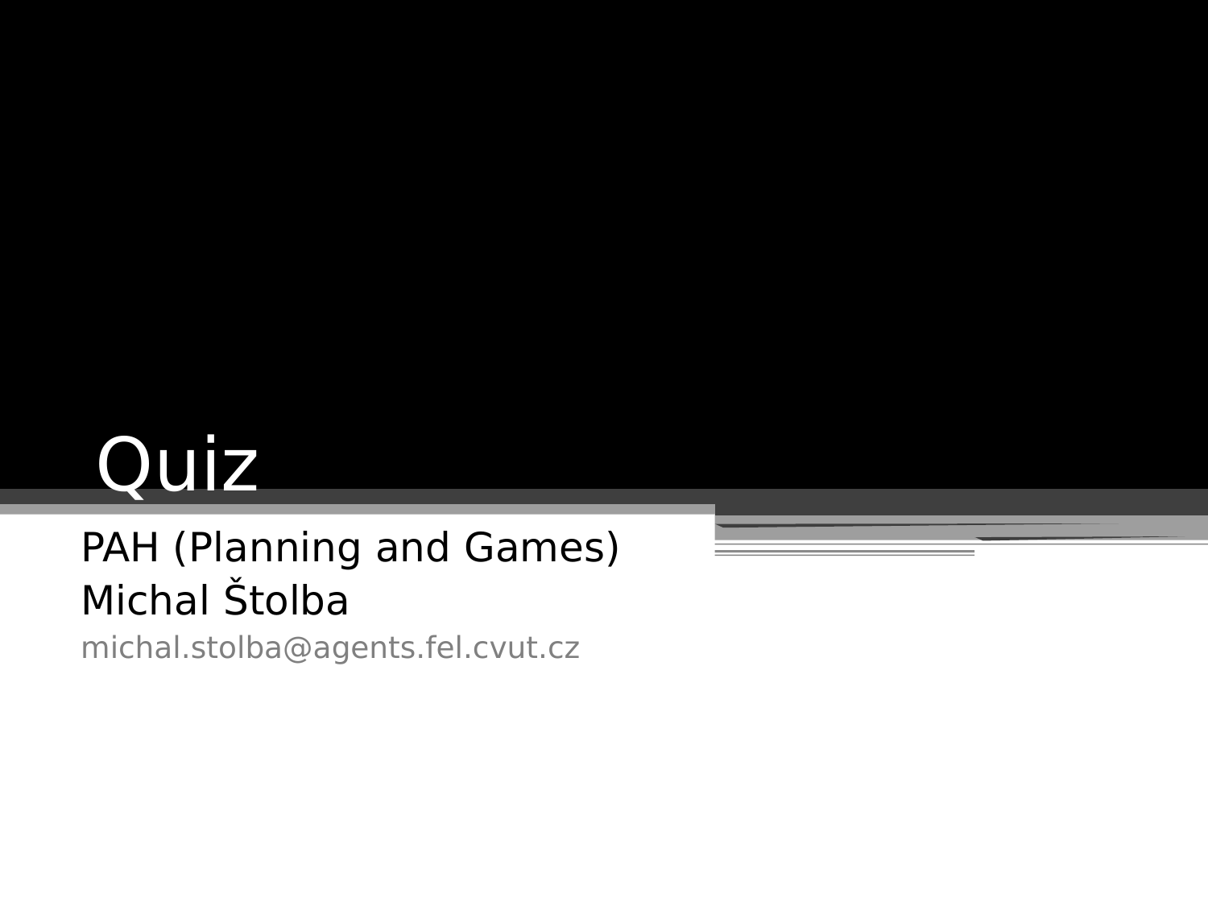# Quiz

PAH (Planning and Games)
Michal Štolba
michal.stolba@agents.fel.cvut.cz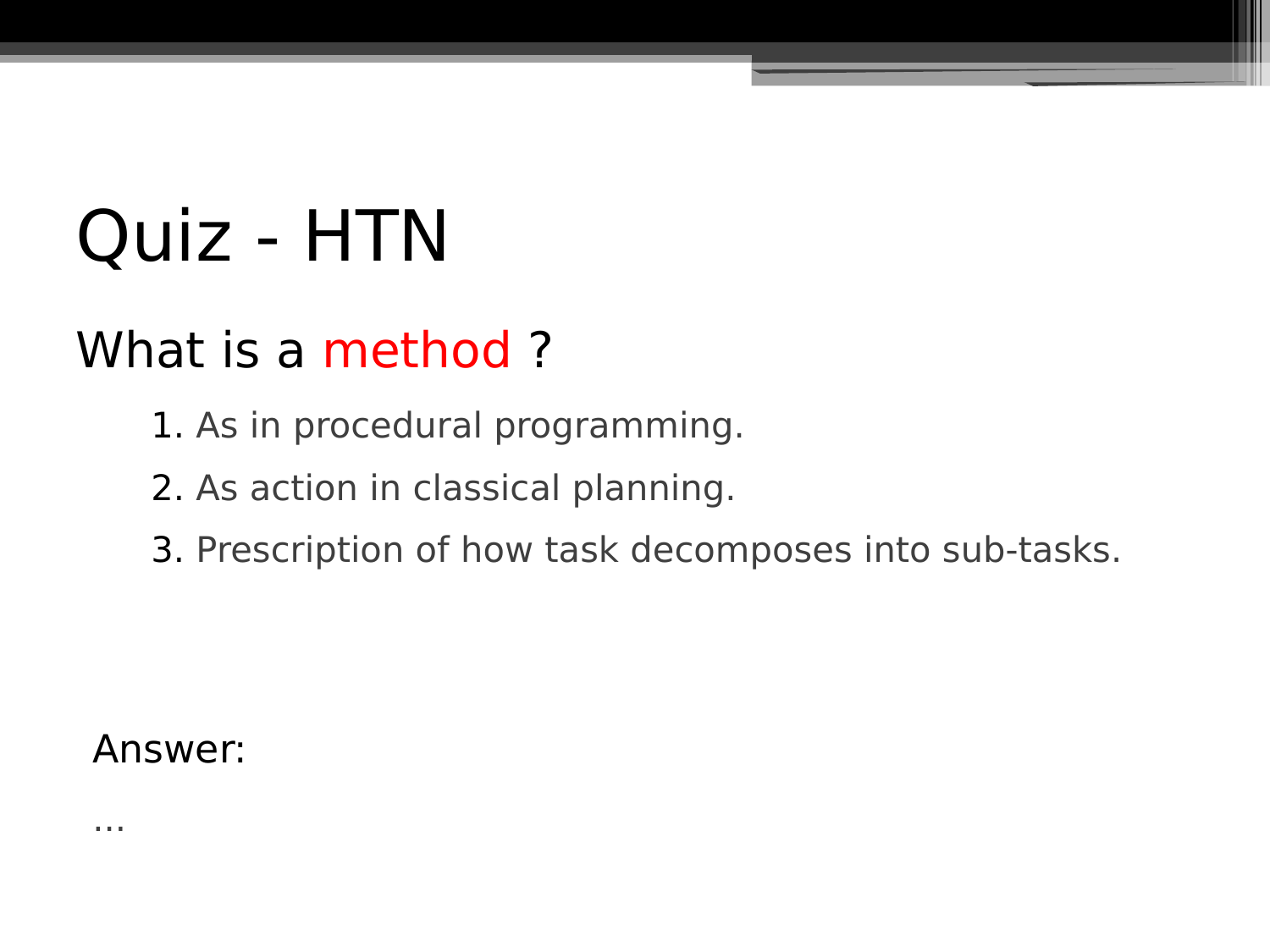# Quiz - HTN

## What is a method ?

1. As in procedural programming.
2. As action in classical planning.
3. Prescription of how task decomposes into sub-tasks.

Answer:

...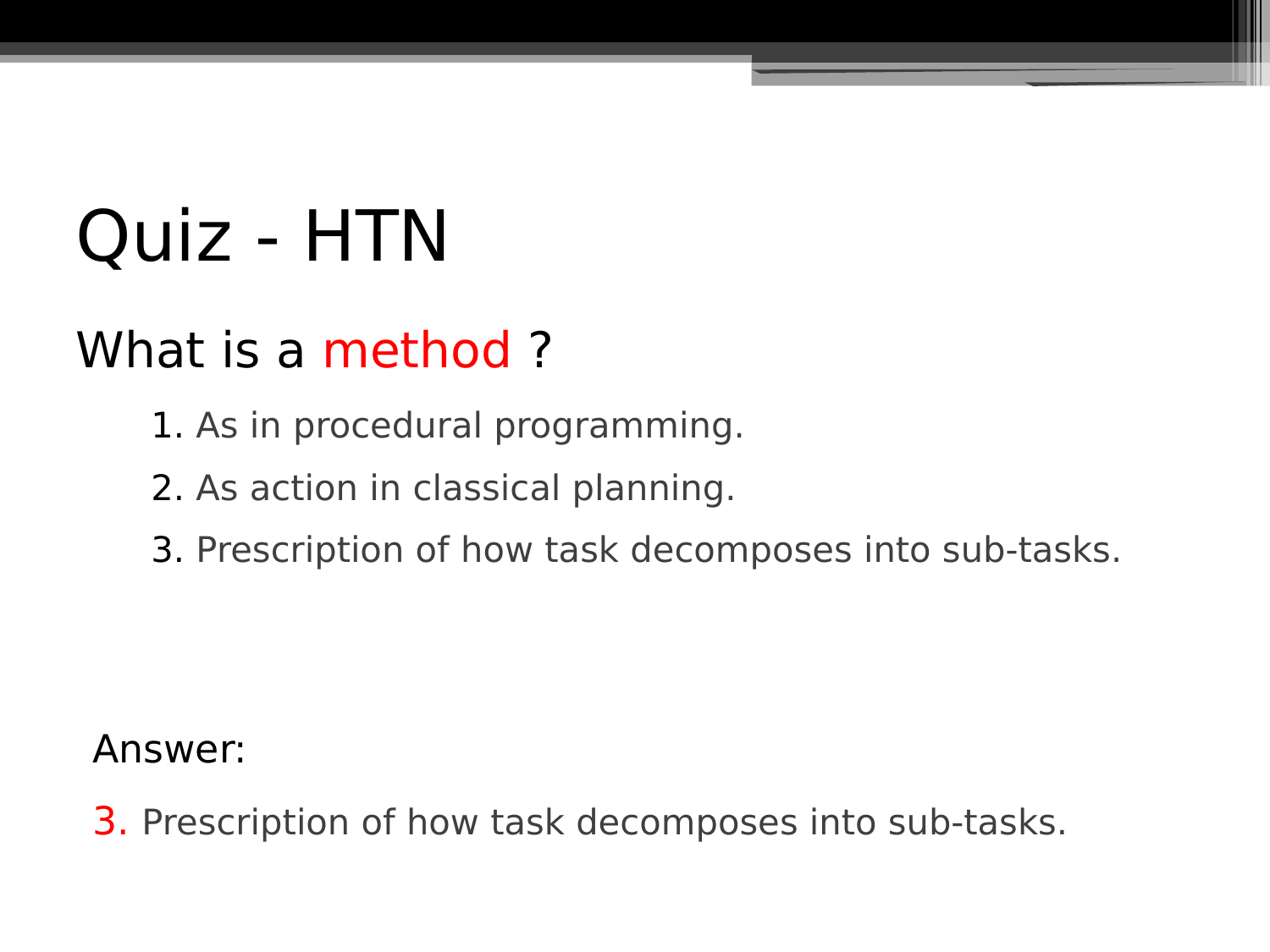# Quiz - HTN

## What is a method ?

1. As in procedural programming.
2. As action in classical planning.
3. Prescription of how task decomposes into sub-tasks.

Answer:

3. Prescription of how task decomposes into sub-tasks.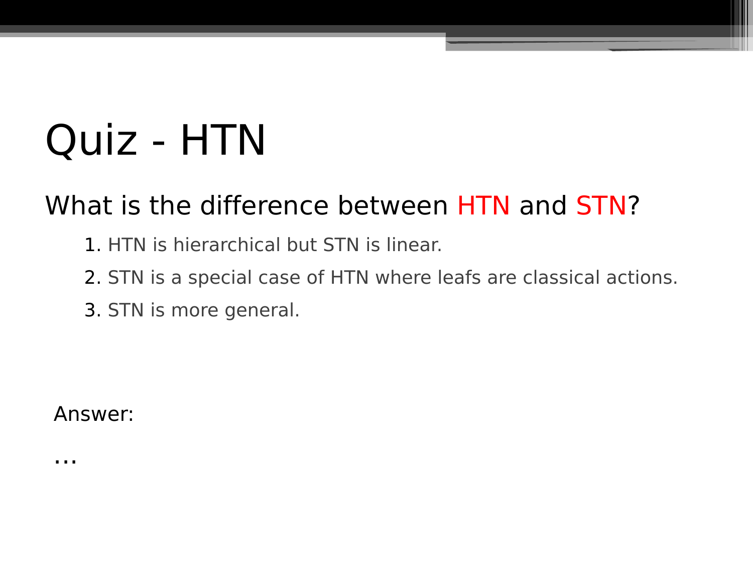# Quiz - HTN

## What is the difference between HTN and STN?

1. HTN is hierarchical but STN is linear.
2. STN is a special case of HTN where leafs are classical actions.
3. STN is more general.

Answer:

…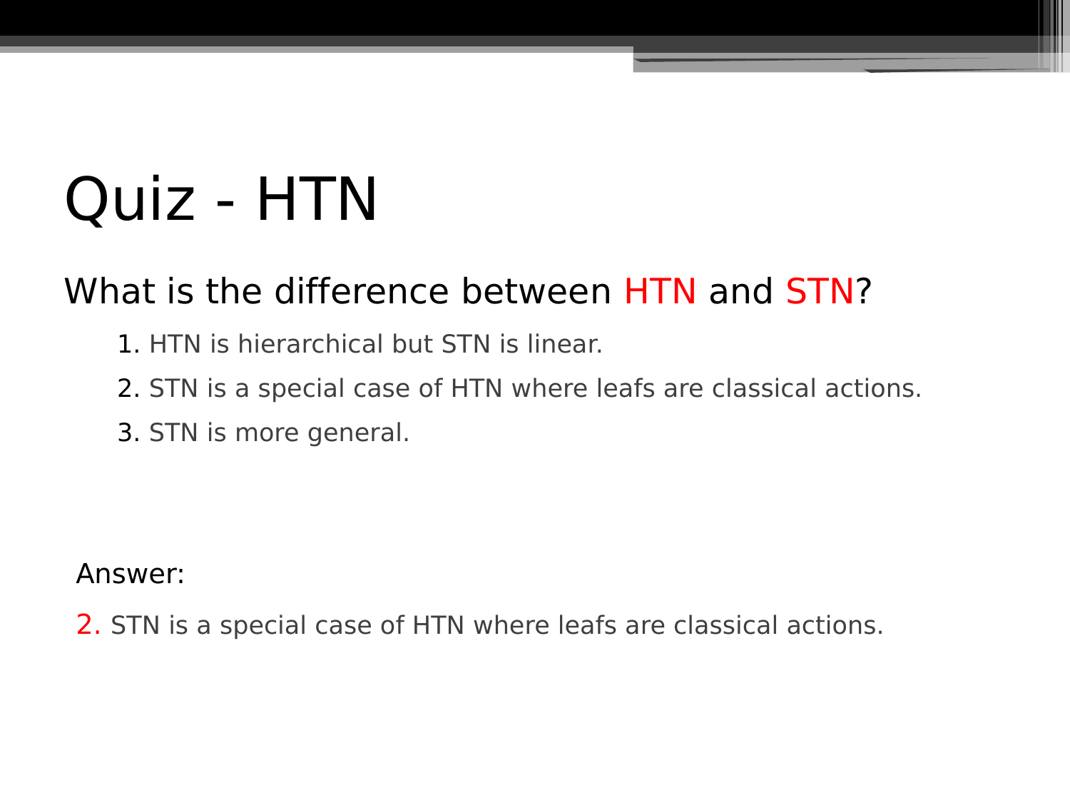# Quiz - HTN

What is the difference between HTN and STN?

1. HTN is hierarchical but STN is linear.
2. STN is a special case of HTN where leafs are classical actions.
3. STN is more general.

Answer:

2. STN is a special case of HTN where leafs are classical actions.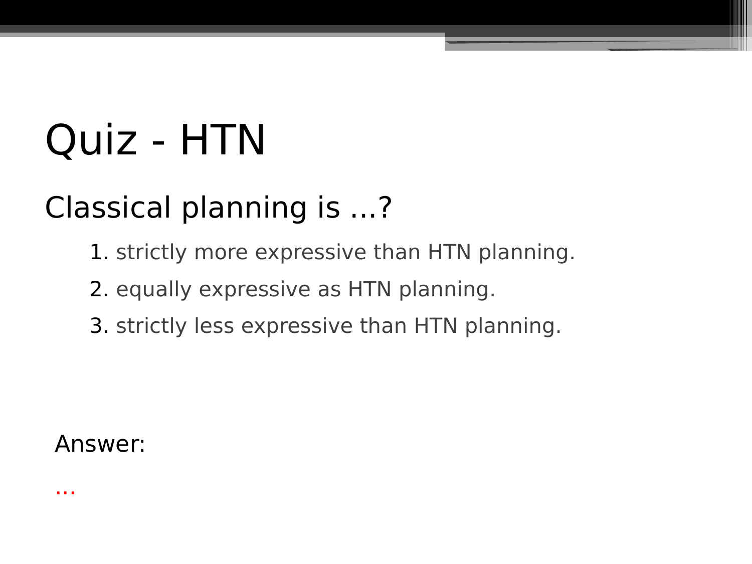# Quiz - HTN

## Classical planning is ...?

1. strictly more expressive than HTN planning.
2. equally expressive as HTN planning.
3. strictly less expressive than HTN planning.

Answer:

...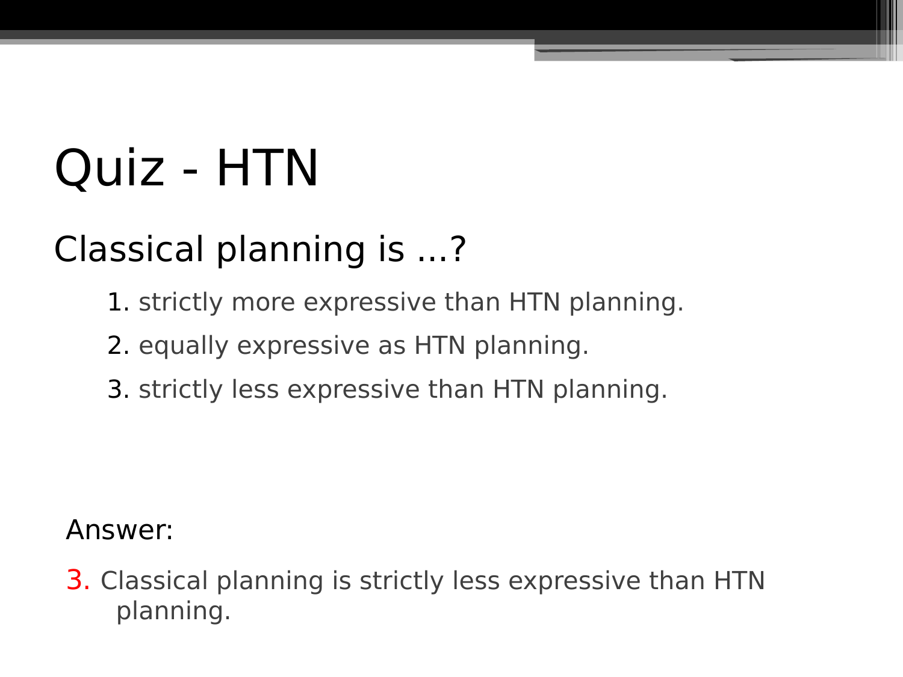# Quiz - HTN

## Classical planning is ...?

1. strictly more expressive than HTN planning.
2. equally expressive as HTN planning.
3. strictly less expressive than HTN planning.

Answer:

3. Classical planning is strictly less expressive than HTN planning.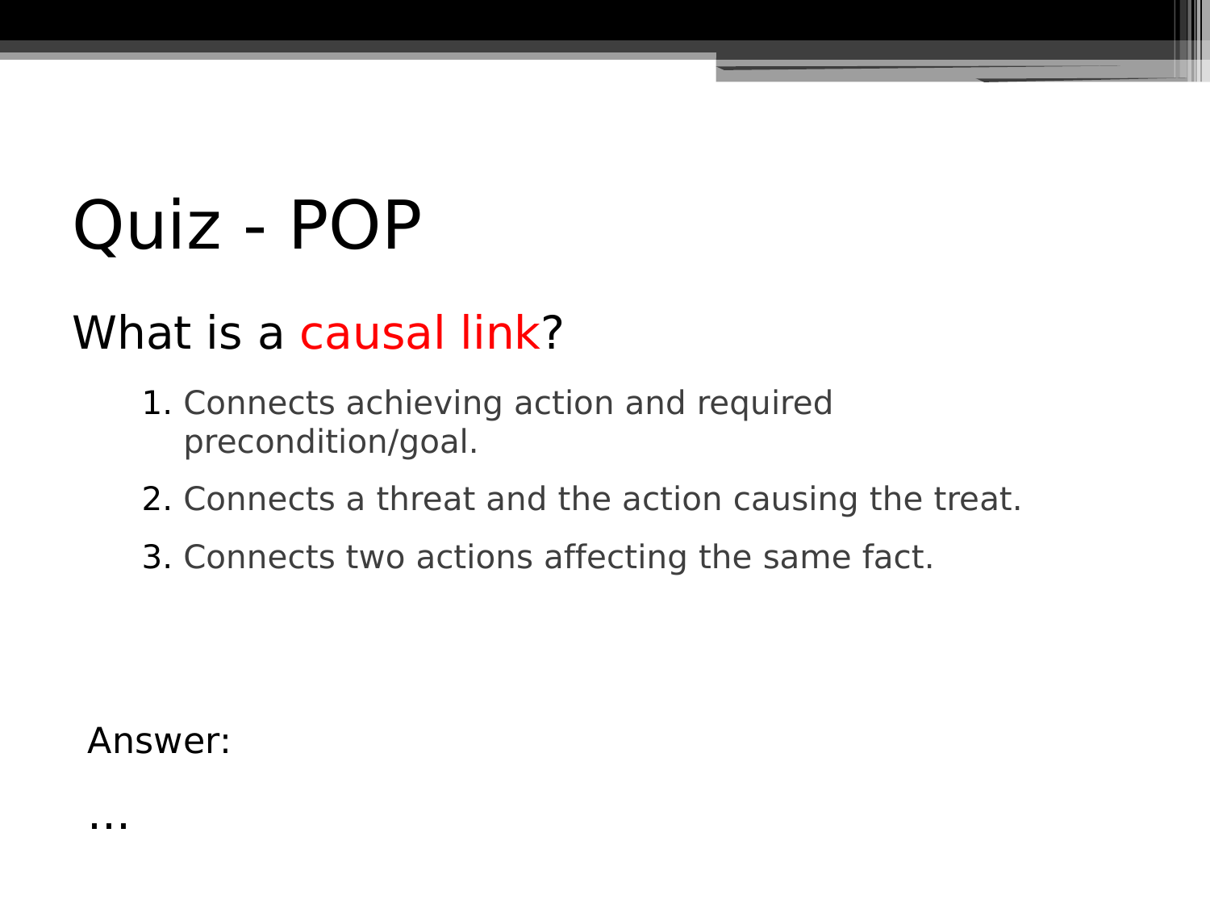# Quiz - POP

## What is a causal link?

1. Connects achieving action and required precondition/goal.
2. Connects a threat and the action causing the treat.
3. Connects two actions affecting the same fact.

Answer:

…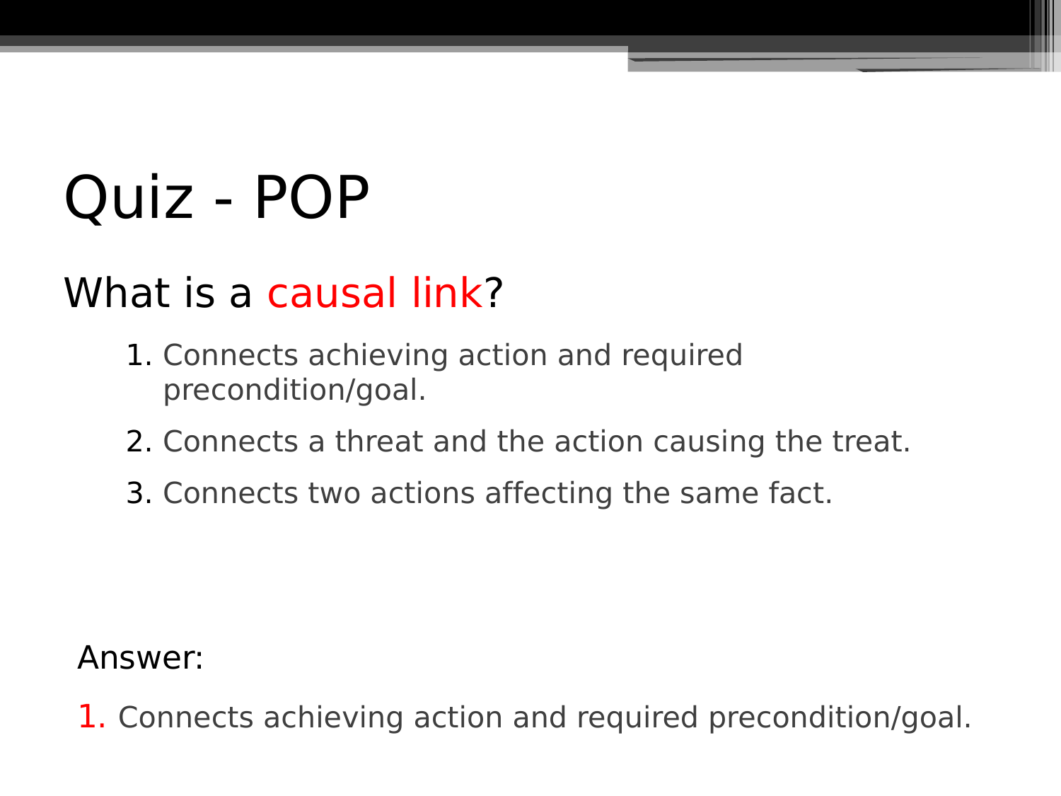# Quiz - POP

## What is a causal link?

1. Connects achieving action and required precondition/goal.
2. Connects a threat and the action causing the treat.
3. Connects two actions affecting the same fact.

Answer:

1. Connects achieving action and required precondition/goal.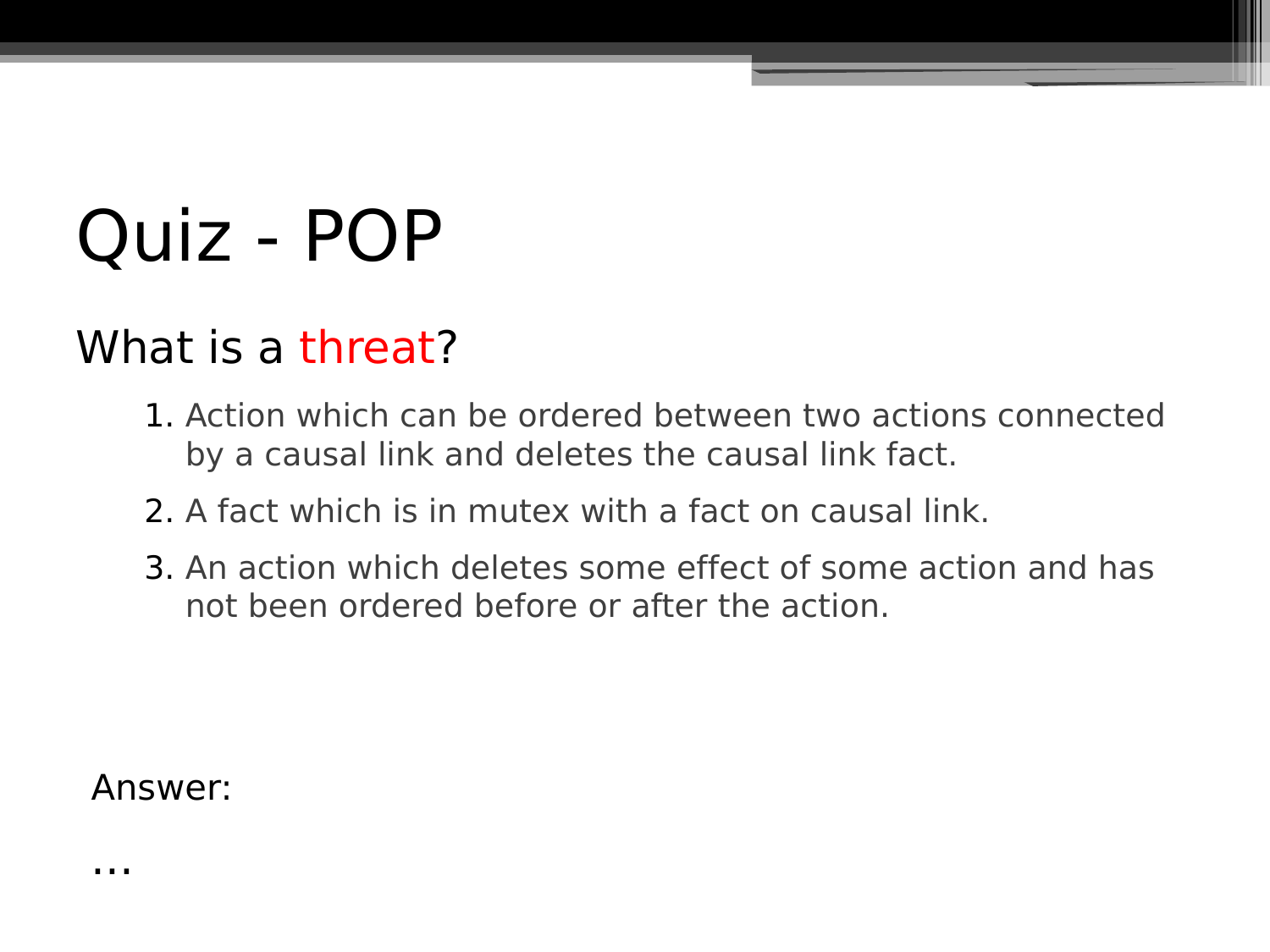# Quiz - POP

## What is a threat?

1. Action which can be ordered between two actions connected by a causal link and deletes the causal link fact.
2. A fact which is in mutex with a fact on causal link.
3. An action which deletes some effect of some action and has not been ordered before or after the action.

Answer:

...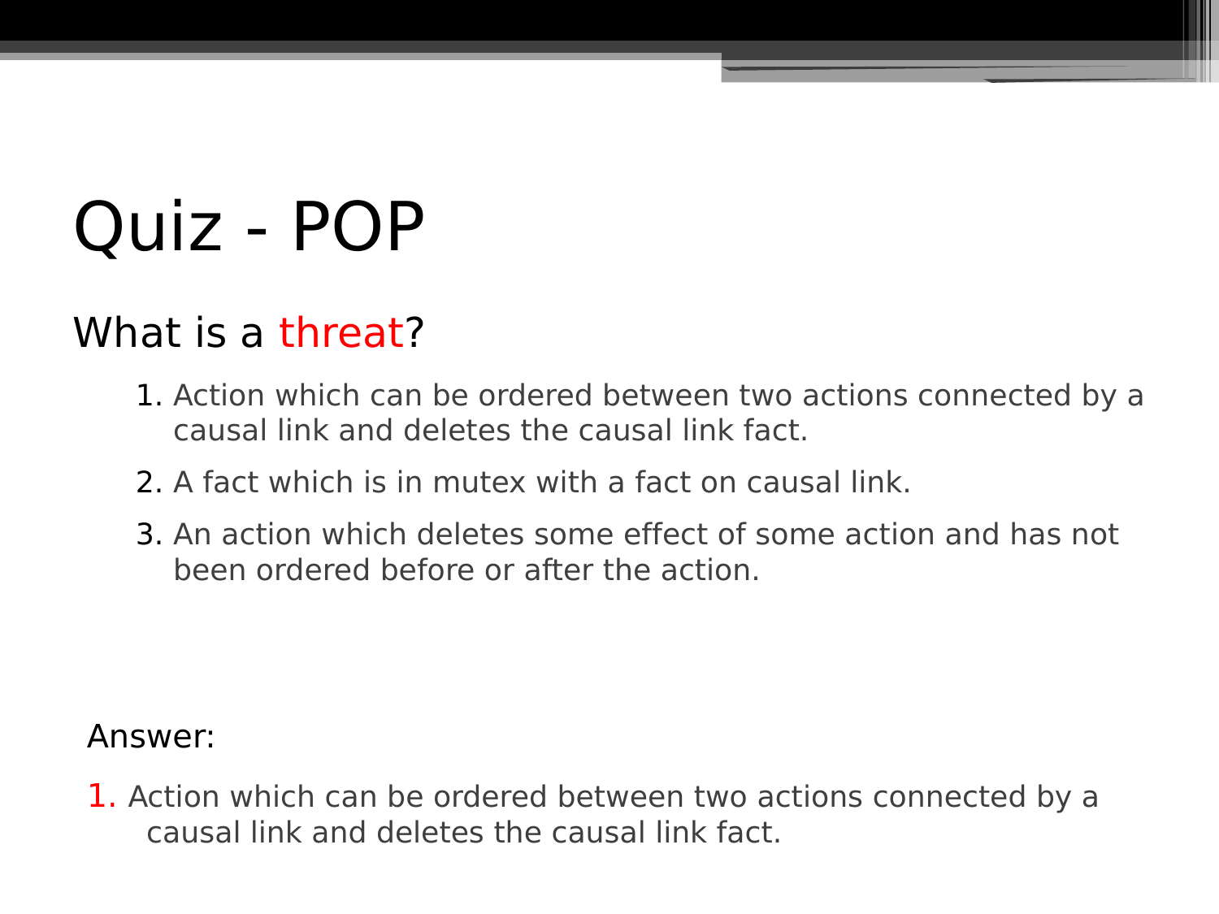# Quiz - POP

What is a threat?

1. Action which can be ordered between two actions connected by a causal link and deletes the causal link fact.
2. A fact which is in mutex with a fact on causal link.
3. An action which deletes some effect of some action and has not been ordered before or after the action.

Answer:

1. Action which can be ordered between two actions connected by a causal link and deletes the causal link fact.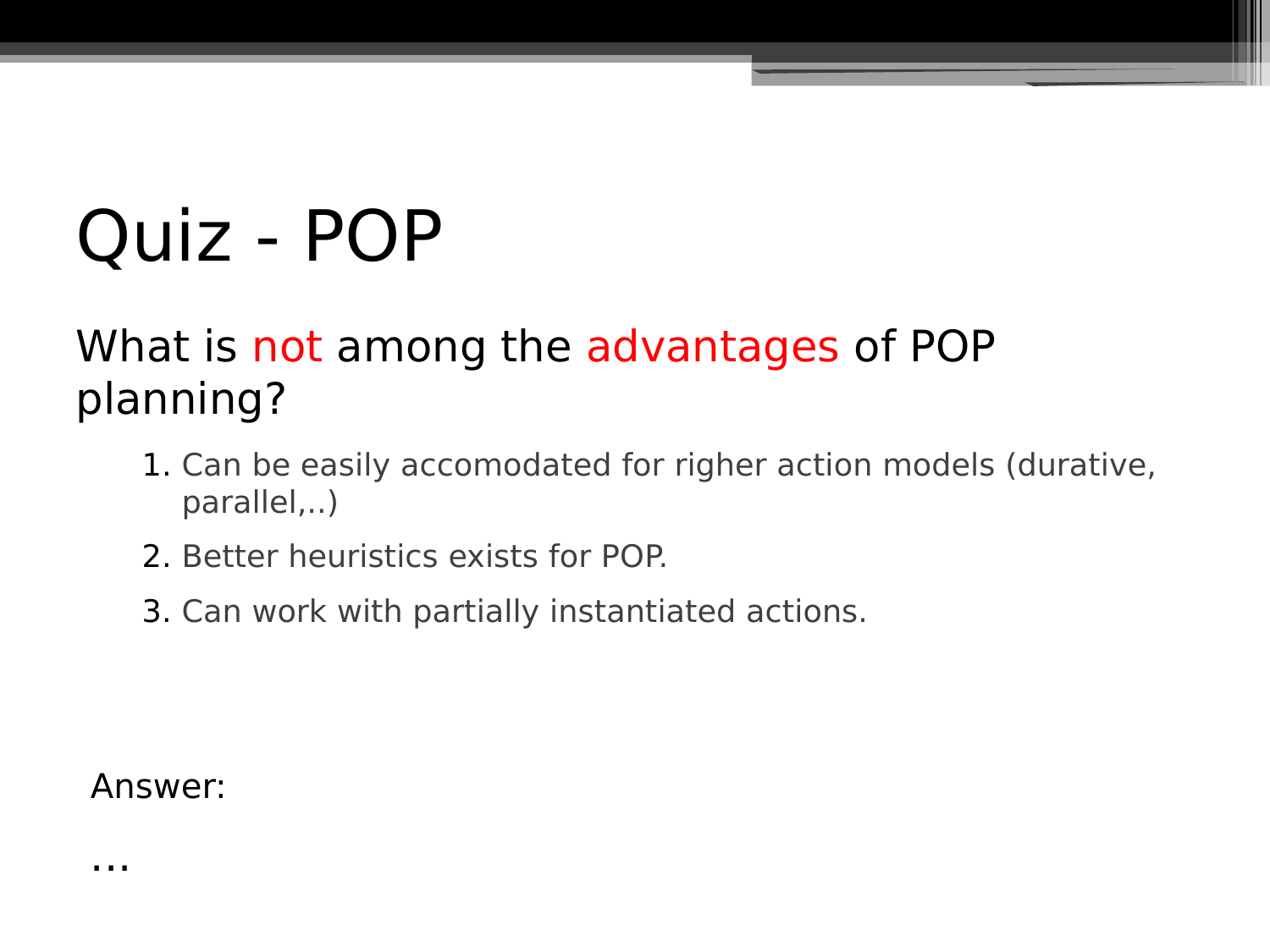# Quiz - POP

What is not among the advantages of POP planning?

1. Can be easily accomodated for righer action models (durative, parallel,..)
2. Better heuristics exists for POP.
3. Can work with partially instantiated actions.

Answer:

…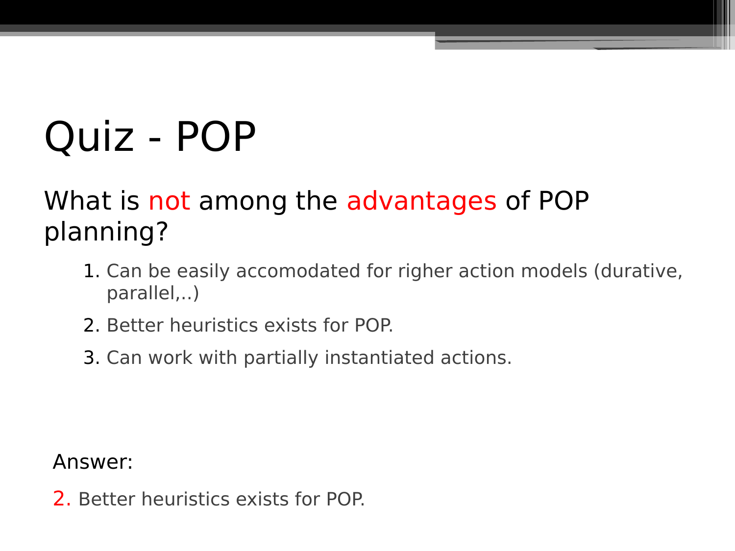# Quiz - POP

What is not among the advantages of POP planning?

1. Can be easily accomodated for righer action models (durative, parallel,..)
2. Better heuristics exists for POP.
3. Can work with partially instantiated actions.

Answer:

2. Better heuristics exists for POP.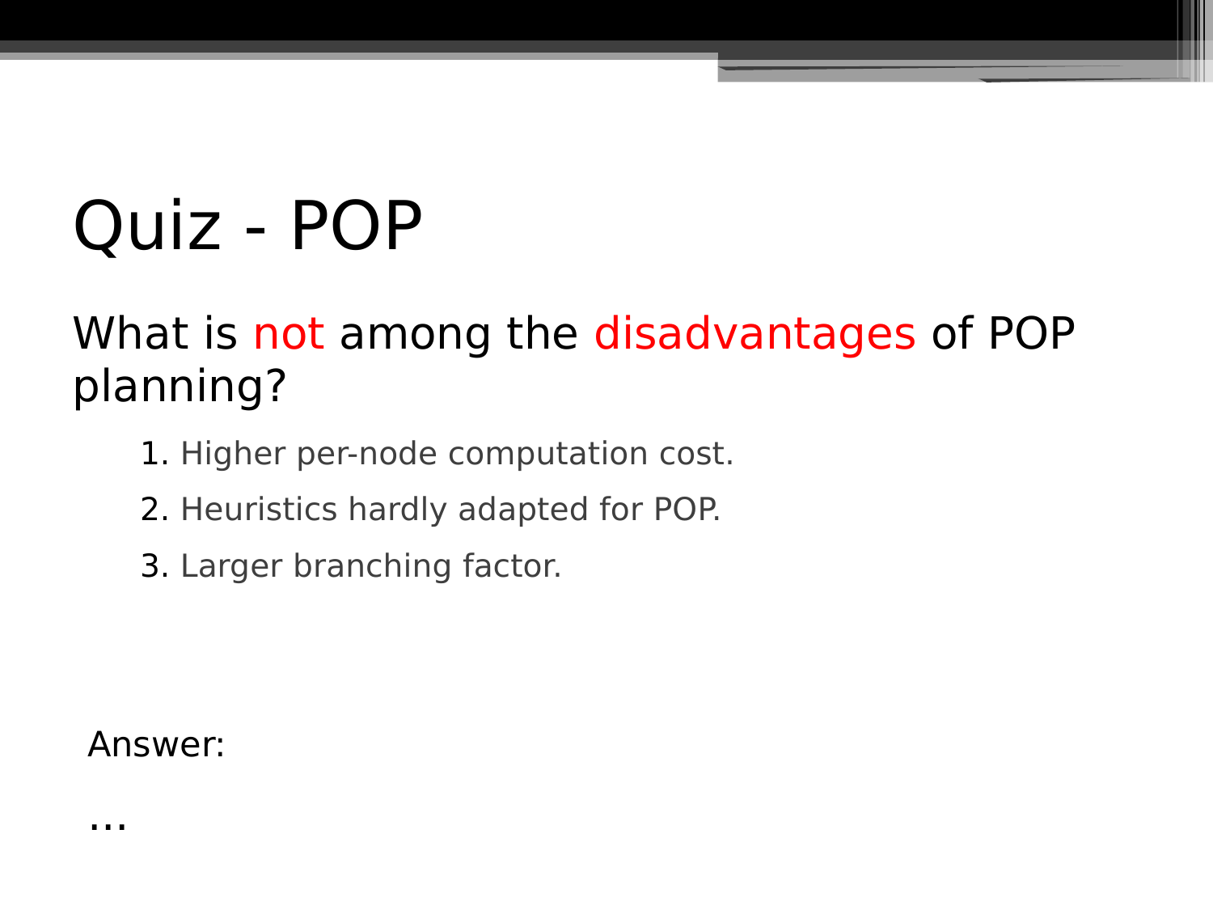# Quiz - POP

What is not among the disadvantages of POP planning?

1. Higher per-node computation cost.
2. Heuristics hardly adapted for POP.
3. Larger branching factor.

Answer:

...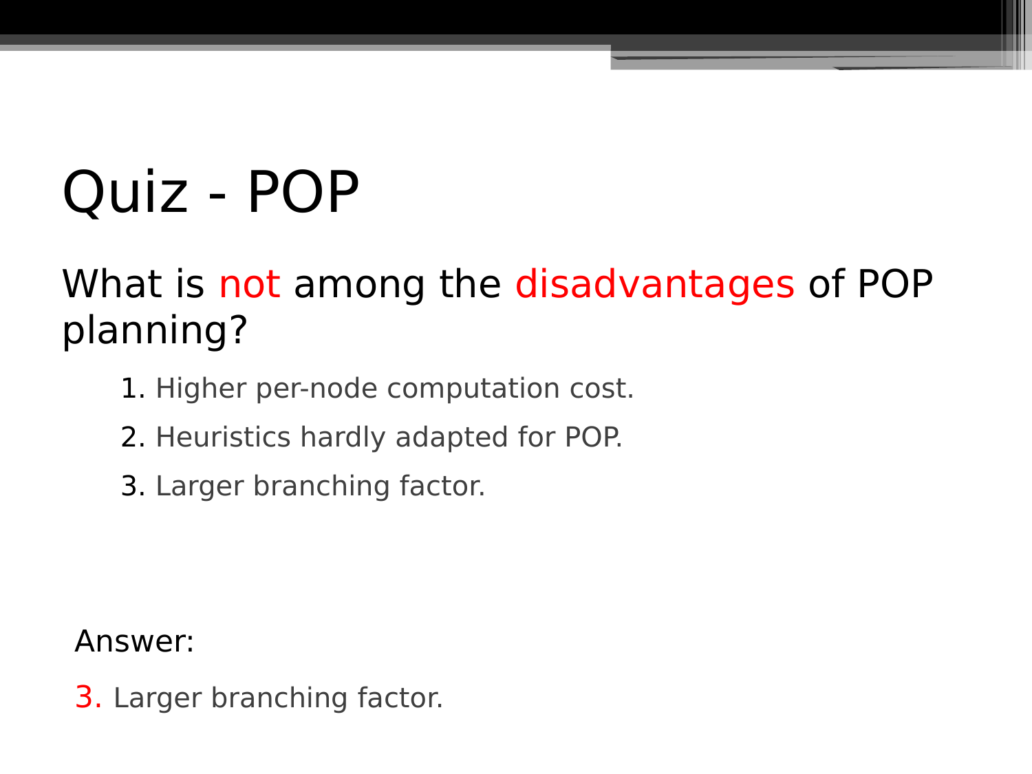# Quiz - POP

What is not among the disadvantages of POP planning?

1. Higher per-node computation cost.
2. Heuristics hardly adapted for POP.
3. Larger branching factor.

Answer:

3. Larger branching factor.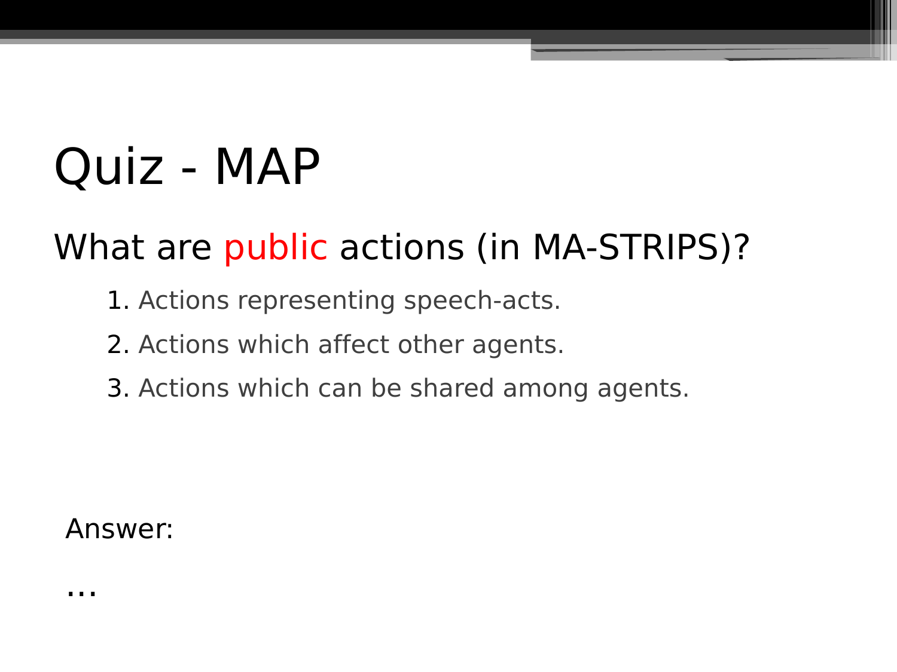# Quiz - MAP

## What are public actions (in MA-STRIPS)?

1. Actions representing speech-acts.
2. Actions which affect other agents.
3. Actions which can be shared among agents.

Answer:

…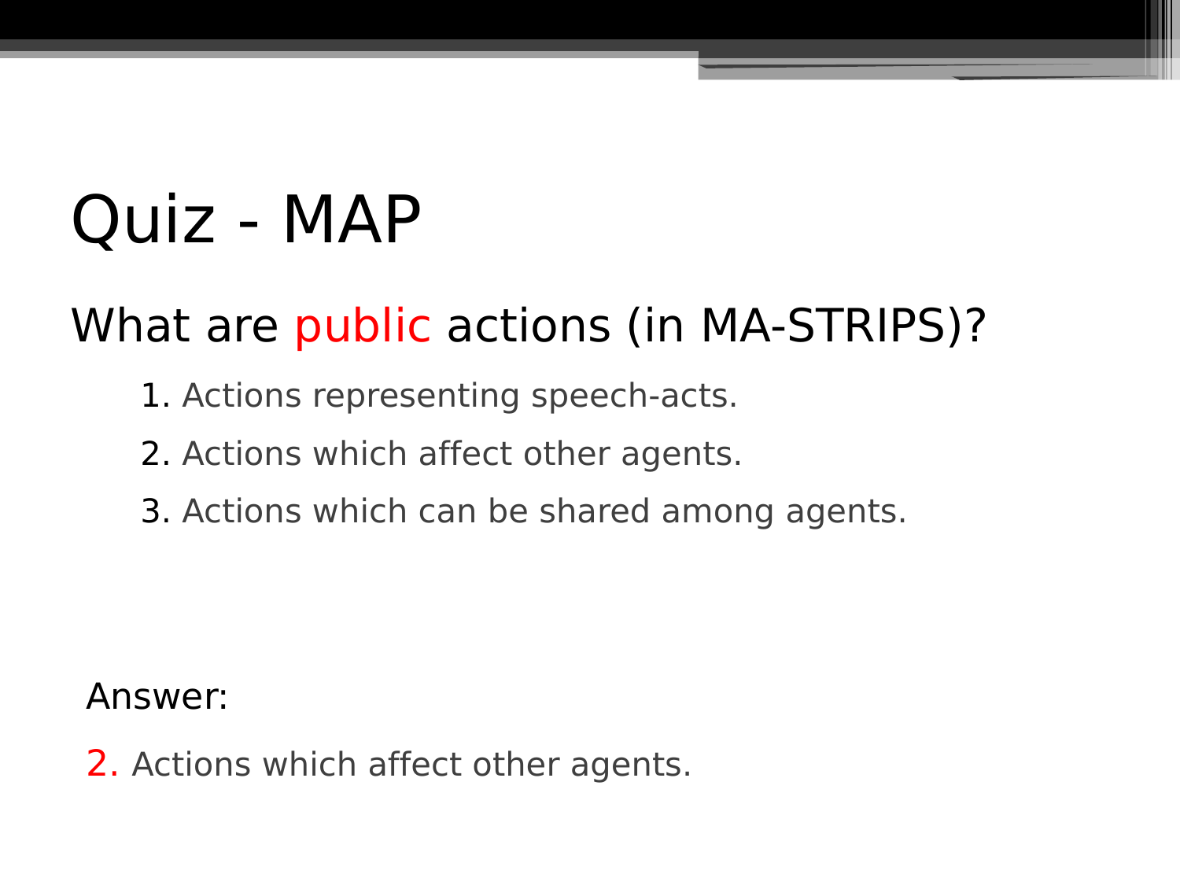# Quiz - MAP

## What are public actions (in MA-STRIPS)?

1. Actions representing speech-acts.
2. Actions which affect other agents.
3. Actions which can be shared among agents.

Answer:

2. Actions which affect other agents.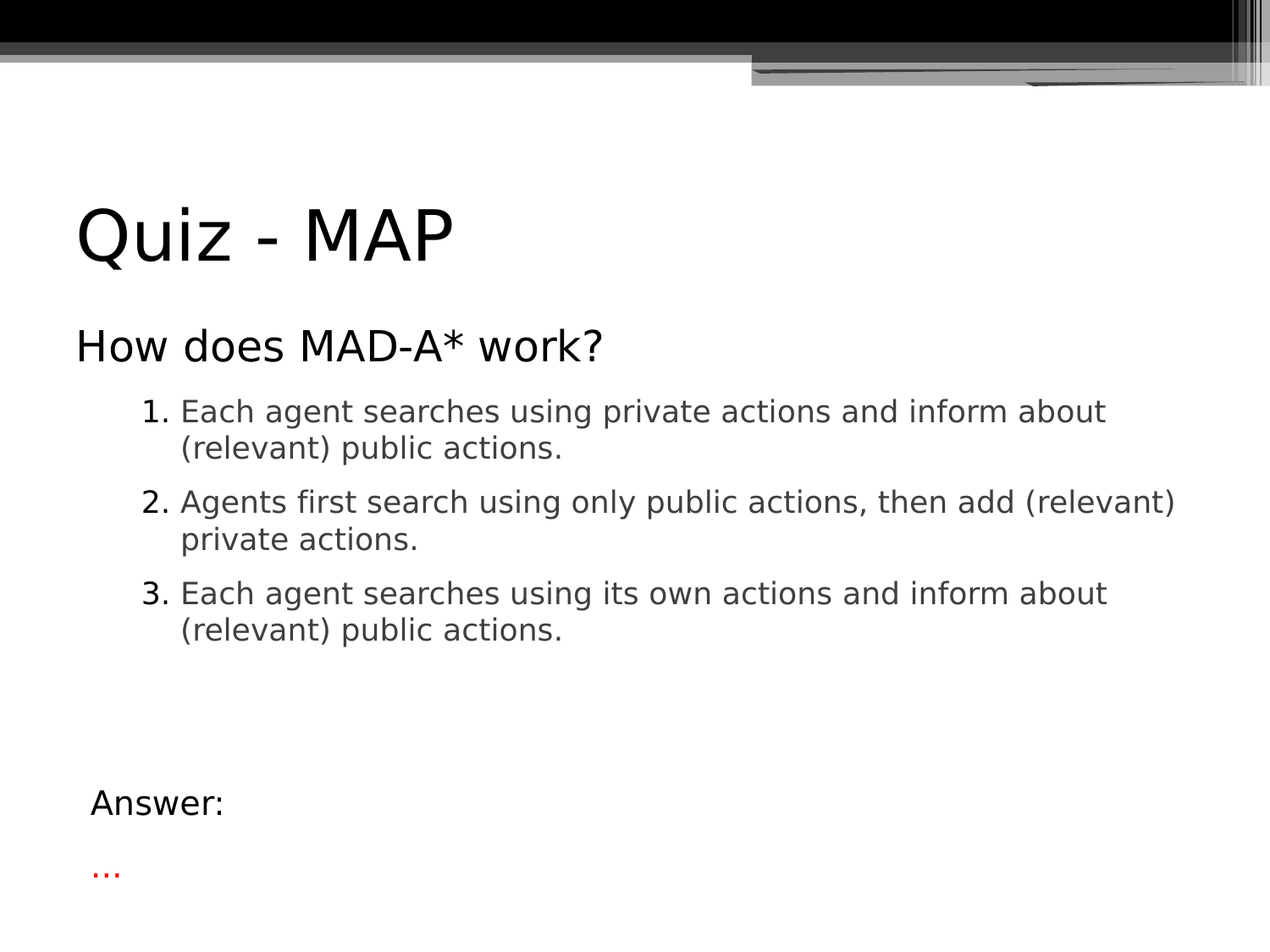# Quiz - MAP

## How does MAD-A* work?

1. Each agent searches using private actions and inform about (relevant) public actions.
2. Agents first search using only public actions, then add (relevant) private actions.
3. Each agent searches using its own actions and inform about (relevant) public actions.

Answer:

...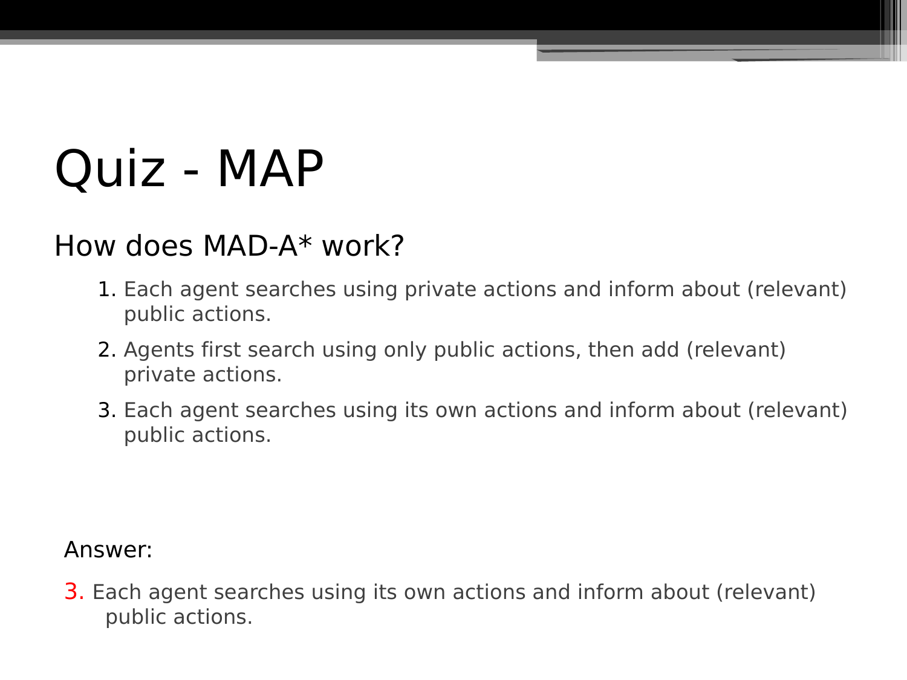# Quiz - MAP

## How does MAD-A* work?

1. Each agent searches using private actions and inform about (relevant) public actions.
2. Agents first search using only public actions, then add (relevant) private actions.
3. Each agent searches using its own actions and inform about (relevant) public actions.

Answer:

3. Each agent searches using its own actions and inform about (relevant) public actions.